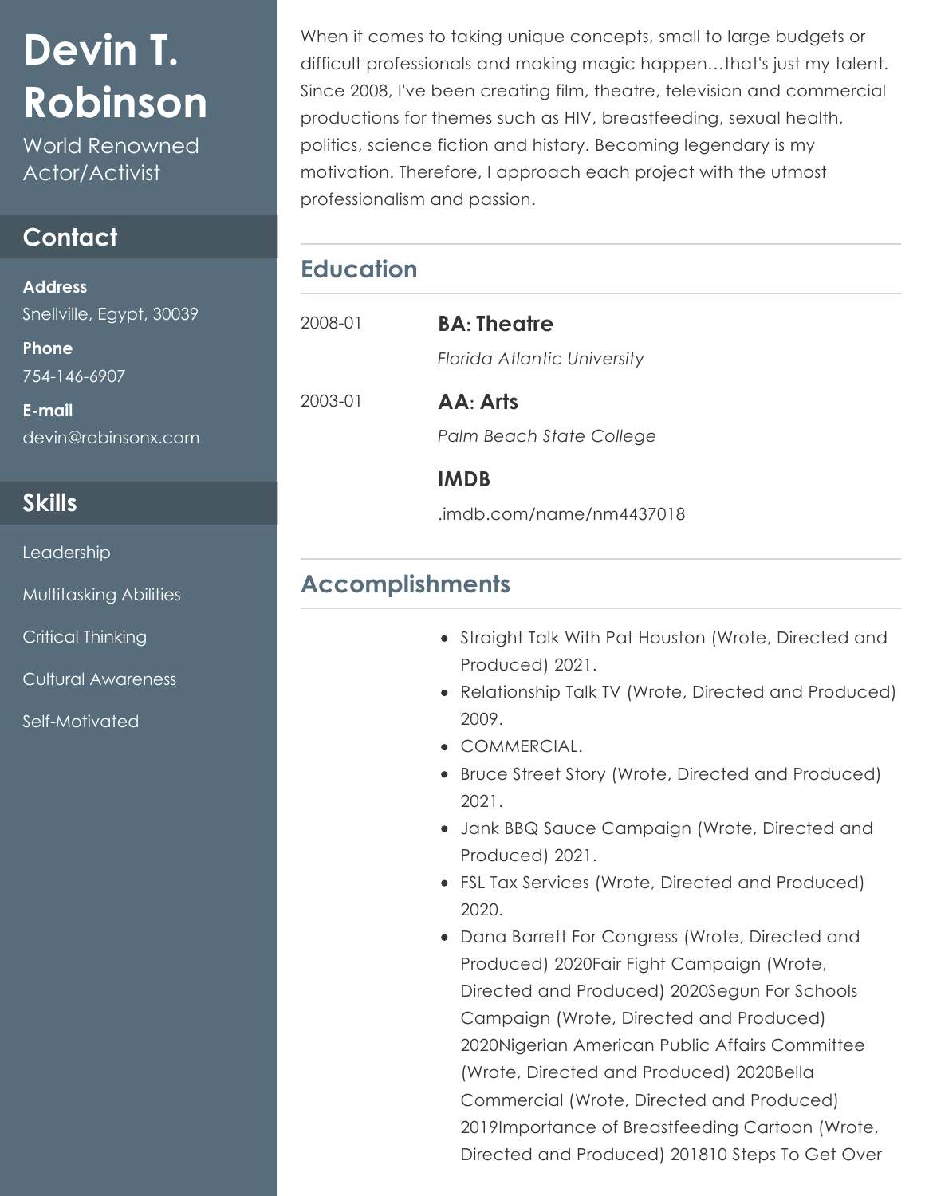# Devin T. Robinson

World Renowned Actor/Activist

## Contact

**Address**

Snellville, Egypt, 30039

**Phone**

754-146-6907

**E-mail**

devin@robinsonx.com

## Skills

- Leadership
- Multitasking Abilities
- Critical Thinking
- Cultural Awareness
- Self-Motivated

When it comes to taking unique concepts, small to large budgets or difficult professionals and making magic happen…that's just my talent. Since 2008, I've been creating film, theatre, television and commercial productions for themes such as HIV, breastfeeding, sexual health, politics, science fiction and history. Becoming legendary is my motivation. Therefore, I approach each project with the utmost professionalism and passion.

## Education

2008-01 **BA: Theatre**

*Florida Atlantic University*

2003-01 **AA: Arts**

*Palm Beach State College*

**IMDB**

.imdb.com/name/nm4437018

## Accomplishments

- Straight Talk With Pat Houston (Wrote, Directed and Produced) 2021.
- Relationship Talk TV (Wrote, Directed and Produced) 2009.
- COMMERCIAL.
- Bruce Street Story (Wrote, Directed and Produced) 2021.
- Jank BBQ Sauce Campaign (Wrote, Directed and Produced) 2021.
- FSL Tax Services (Wrote, Directed and Produced) 2020.
- Dana Barrett For Congress (Wrote, Directed and Produced) 2020Fair Fight Campaign (Wrote, Directed and Produced) 2020Segun For Schools Campaign (Wrote, Directed and Produced) 2020Nigerian American Public Affairs Committee (Wrote, Directed and Produced) 2020Bella Commercial (Wrote, Directed and Produced) 2019Importance of Breastfeeding Cartoon (Wrote, Directed and Produced) 201810 Steps To Get Over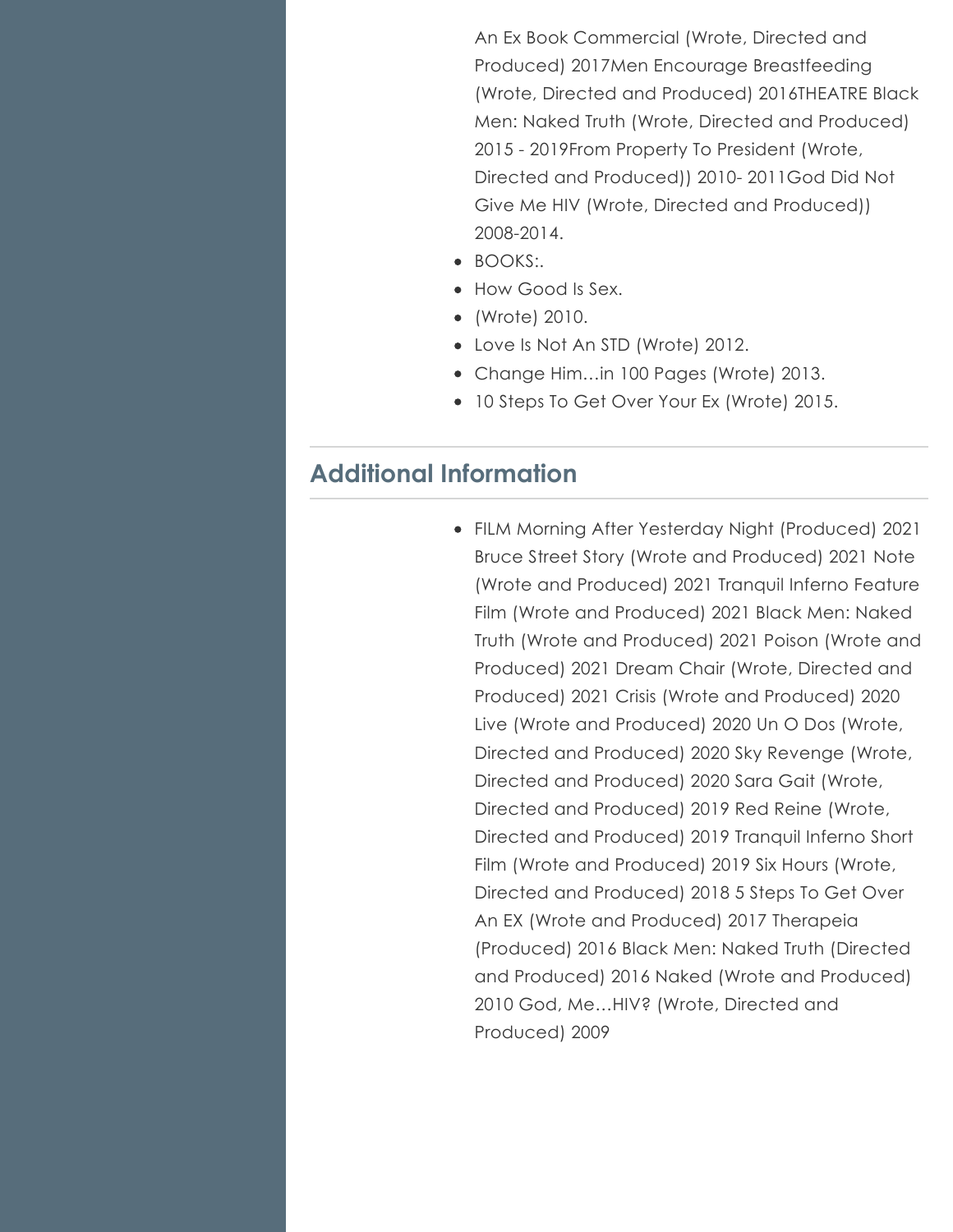An Ex Book Commercial (Wrote, Directed and Produced) 2017Men Encourage Breastfeeding (Wrote, Directed and Produced) 2016THEATRE Black Men: Naked Truth (Wrote, Directed and Produced) 2015 - 2019From Property To President (Wrote, Directed and Produced)) 2010- 2011God Did Not Give Me HIV (Wrote, Directed and Produced)) 2008-2014.

- BOOKS:.
- How Good Is Sex.
- (Wrote) 2010.
- Love Is Not An STD (Wrote) 2012.
- Change Him…in 100 Pages (Wrote) 2013.
- 10 Steps To Get Over Your Ex (Wrote) 2015.

## Additional Information

- FILM Morning After Yesterday Night (Produced) 2021 Bruce Street Story (Wrote and Produced) 2021 Note (Wrote and Produced) 2021 Tranquil Inferno Feature Film (Wrote and Produced) 2021 Black Men: Naked Truth (Wrote and Produced) 2021 Poison (Wrote and Produced) 2021 Dream Chair (Wrote, Directed and Produced) 2021 Crisis (Wrote and Produced) 2020 Live (Wrote and Produced) 2020 Un O Dos (Wrote, Directed and Produced) 2020 Sky Revenge (Wrote, Directed and Produced) 2020 Sara Gait (Wrote, Directed and Produced) 2019 Red Reine (Wrote, Directed and Produced) 2019 Tranquil Inferno Short Film (Wrote and Produced) 2019 Six Hours (Wrote, Directed and Produced) 2018 5 Steps To Get Over An EX (Wrote and Produced) 2017 Therapeia (Produced) 2016 Black Men: Naked Truth (Directed and Produced) 2016 Naked (Wrote and Produced) 2010 God, Me…HIV? (Wrote, Directed and Produced) 2009